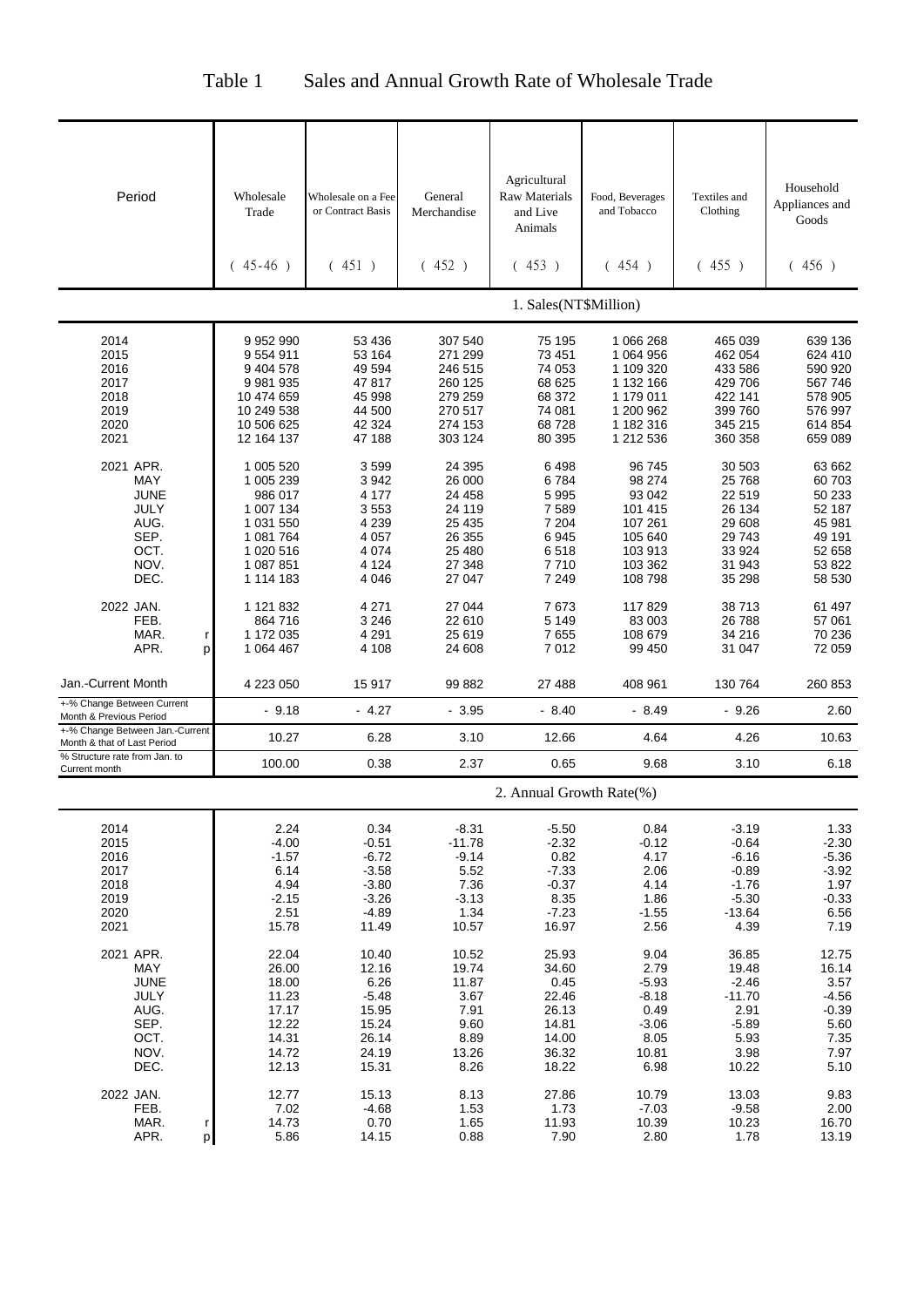# Table 1 Sales and Annual Growth Rate of Wholesale Trade

| Period | Wholesale Trade (45-46) | Wholesale on a Fee or Contract Basis (451) | General Merchandise (452) | Agricultural Raw Materials and Live Animals (453) | Food, Beverages and Tobacco (454) | Textiles and Clothing (455) | Household Appliances and Goods (456) |
|---|---|---|---|---|---|---|---|
| **1. Sales(NT$Million)** | | | | | | | |
| 2014 | 9 952 990 | 53 436 | 307 540 | 75 195 | 1 066 268 | 465 039 | 639 136 |
| 2015 | 9 554 911 | 53 164 | 271 299 | 73 451 | 1 064 956 | 462 054 | 624 410 |
| 2016 | 9 404 578 | 49 594 | 246 515 | 74 053 | 1 109 320 | 433 586 | 590 920 |
| 2017 | 9 981 935 | 47 817 | 260 125 | 68 625 | 1 132 166 | 429 706 | 567 746 |
| 2018 | 10 474 659 | 45 998 | 279 259 | 68 372 | 1 179 011 | 422 141 | 578 905 |
| 2019 | 10 249 538 | 44 500 | 270 517 | 74 081 | 1 200 962 | 399 760 | 576 997 |
| 2020 | 10 506 625 | 42 324 | 274 153 | 68 728 | 1 182 316 | 345 215 | 614 854 |
| 2021 | 12 164 137 | 47 188 | 303 124 | 80 395 | 1 212 536 | 360 358 | 659 089 |
| 2021 APR. | 1 005 520 | 3 599 | 24 395 | 6 498 | 96 745 | 30 503 | 63 662 |
| MAY | 1 005 239 | 3 942 | 26 000 | 6 784 | 98 274 | 25 768 | 60 703 |
| JUNE | 986 017 | 4 177 | 24 458 | 5 995 | 93 042 | 22 519 | 50 233 |
| JULY | 1 007 134 | 3 553 | 24 119 | 7 589 | 101 415 | 26 134 | 52 187 |
| AUG. | 1 031 550 | 4 239 | 25 435 | 7 204 | 107 261 | 29 608 | 45 981 |
| SEP. | 1 081 764 | 4 057 | 26 355 | 6 945 | 105 640 | 29 743 | 49 191 |
| OCT. | 1 020 516 | 4 074 | 25 480 | 6 518 | 103 913 | 33 924 | 52 658 |
| NOV. | 1 087 851 | 4 124 | 27 348 | 7 710 | 103 362 | 31 943 | 53 822 |
| DEC. | 1 114 183 | 4 046 | 27 047 | 7 249 | 108 798 | 35 298 | 58 530 |
| 2022 JAN. | 1 121 832 | 4 271 | 27 044 | 7 673 | 117 829 | 38 713 | 61 497 |
| FEB. | 864 716 | 3 246 | 22 610 | 5 149 | 83 003 | 26 788 | 57 061 |
| MAR. r | 1 172 035 | 4 291 | 25 619 | 7 655 | 108 679 | 34 216 | 70 236 |
| APR. p | 1 064 467 | 4 108 | 24 608 | 7 012 | 99 450 | 31 047 | 72 059 |
| Jan.-Current Month | 4 223 050 | 15 917 | 99 882 | 27 488 | 408 961 | 130 764 | 260 853 |
| +-% Change Between Current Month & Previous Period | - 9.18 | - 4.27 | - 3.95 | - 8.40 | - 8.49 | - 9.26 | 2.60 |
| +-% Change Between Jan.-Current Month & that of Last Period | 10.27 | 6.28 | 3.10 | 12.66 | 4.64 | 4.26 | 10.63 |
| % Structure rate from Jan. to Current month | 100.00 | 0.38 | 2.37 | 0.65 | 9.68 | 3.10 | 6.18 |
| **2. Annual Growth Rate(%)** | | | | | | | |
| 2014 | 2.24 | 0.34 | -8.31 | -5.50 | 0.84 | -3.19 | 1.33 |
| 2015 | -4.00 | -0.51 | -11.78 | -2.32 | -0.12 | -0.64 | -2.30 |
| 2016 | -1.57 | -6.72 | -9.14 | 0.82 | 4.17 | -6.16 | -5.36 |
| 2017 | 6.14 | -3.58 | 5.52 | -7.33 | 2.06 | -0.89 | -3.92 |
| 2018 | 4.94 | -3.80 | 7.36 | -0.37 | 4.14 | -1.76 | 1.97 |
| 2019 | -2.15 | -3.26 | -3.13 | 8.35 | 1.86 | -5.30 | -0.33 |
| 2020 | 2.51 | -4.89 | 1.34 | -7.23 | -1.55 | -13.64 | 6.56 |
| 2021 | 15.78 | 11.49 | 10.57 | 16.97 | 2.56 | 4.39 | 7.19 |
| 2021 APR. | 22.04 | 10.40 | 10.52 | 25.93 | 9.04 | 36.85 | 12.75 |
| MAY | 26.00 | 12.16 | 19.74 | 34.60 | 2.79 | 19.48 | 16.14 |
| JUNE | 18.00 | 6.26 | 11.87 | 0.45 | -5.93 | -2.46 | 3.57 |
| JULY | 11.23 | -5.48 | 3.67 | 22.46 | -8.18 | -11.70 | -4.56 |
| AUG. | 17.17 | 15.95 | 7.91 | 26.13 | 0.49 | 2.91 | -0.39 |
| SEP. | 12.22 | 15.24 | 9.60 | 14.81 | -3.06 | -5.89 | 5.60 |
| OCT. | 14.31 | 26.14 | 8.89 | 14.00 | 8.05 | 5.93 | 7.35 |
| NOV. | 14.72 | 24.19 | 13.26 | 36.32 | 10.81 | 3.98 | 7.97 |
| DEC. | 12.13 | 15.31 | 8.26 | 18.22 | 6.98 | 10.22 | 5.10 |
| 2022 JAN. | 12.77 | 15.13 | 8.13 | 27.86 | 10.79 | 13.03 | 9.83 |
| FEB. | 7.02 | -4.68 | 1.53 | 1.73 | -7.03 | -9.58 | 2.00 |
| MAR. r | 14.73 | 0.70 | 1.65 | 11.93 | 10.39 | 10.23 | 16.70 |
| APR. p | 5.86 | 14.15 | 0.88 | 7.90 | 2.80 | 1.78 | 13.19 |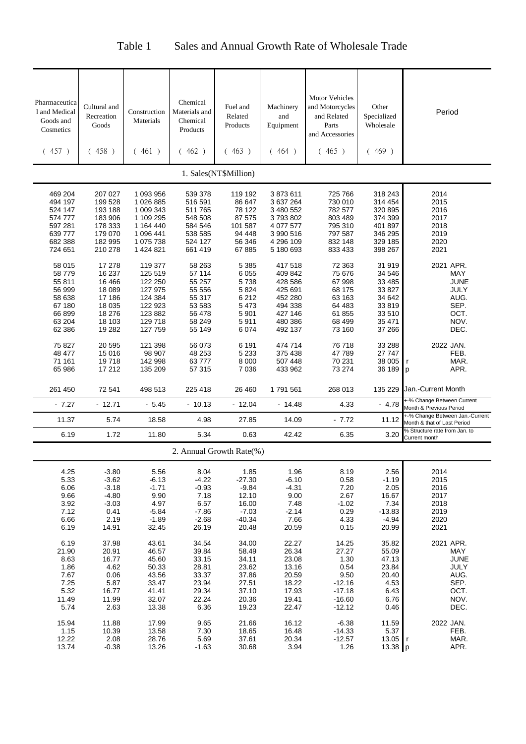# Table 1 Sales and Annual Growth Rate of Wholesale Trade

| Pharmaceutical and Medical Goods and Cosmetics (457) | Cultural and Recreation Goods (458) | Construction Materials (461) | Chemical Materials and Chemical Products (462) | Fuel and Related Products (463) | Machinery and Equipment (464) | Motor Vehicles and Motorcycles and Related Parts and Accessories (465) | Other Specialized Wholesale (469) | Period |
|---|---|---|---|---|---|---|---|---|
| **1. Sales(NT$Million)** | | | | | | | | |
| 469 204 | 207 027 | 1 093 956 | 539 378 | 119 192 | 3 873 611 | 725 766 | 318 243 | 2014 |
| 494 197 | 199 528 | 1 026 885 | 516 591 | 86 647 | 3 637 264 | 730 010 | 314 454 | 2015 |
| 524 147 | 193 188 | 1 009 343 | 511 765 | 78 122 | 3 480 552 | 782 577 | 320 895 | 2016 |
| 574 777 | 183 906 | 1 109 295 | 548 508 | 87 575 | 3 793 802 | 803 489 | 374 399 | 2017 |
| 597 281 | 178 333 | 1 164 440 | 584 546 | 101 587 | 4 077 577 | 795 310 | 401 897 | 2018 |
| 639 777 | 179 070 | 1 096 441 | 538 585 | 94 448 | 3 990 516 | 797 587 | 346 295 | 2019 |
| 682 388 | 182 995 | 1 075 738 | 524 127 | 56 346 | 4 296 109 | 832 148 | 329 185 | 2020 |
| 724 651 | 210 278 | 1 424 821 | 661 419 | 67 885 | 5 180 693 | 833 433 | 398 267 | 2021 |
| 58 015 | 17 278 | 119 377 | 58 263 | 5 385 | 417 518 | 72 363 | 31 919 | 2021 APR. |
| 58 779 | 16 237 | 125 519 | 57 114 | 6 055 | 409 842 | 75 676 | 34 546 | MAY |
| 55 811 | 16 466 | 122 250 | 55 257 | 5 738 | 428 586 | 67 998 | 33 485 | JUNE |
| 56 999 | 18 089 | 127 975 | 55 556 | 5 824 | 425 691 | 68 175 | 33 827 | JULY |
| 58 638 | 17 186 | 124 384 | 55 317 | 6 212 | 452 280 | 63 163 | 34 642 | AUG. |
| 67 180 | 18 035 | 122 923 | 53 583 | 5 473 | 494 338 | 64 483 | 33 819 | SEP. |
| 66 899 | 18 276 | 123 882 | 56 478 | 5 901 | 427 146 | 61 855 | 33 510 | OCT. |
| 63 204 | 18 103 | 129 718 | 58 249 | 5 911 | 480 386 | 68 499 | 35 471 | NOV. |
| 62 386 | 19 282 | 127 759 | 55 149 | 6 074 | 492 137 | 73 160 | 37 266 | DEC. |
| 75 827 | 20 595 | 121 398 | 56 073 | 6 191 | 474 714 | 76 718 | 33 288 | 2022 JAN. |
| 48 477 | 15 016 | 98 907 | 48 253 | 5 233 | 375 438 | 47 789 | 27 747 | FEB. |
| 71 161 | 19 718 | 142 998 | 63 777 | 8 000 | 507 448 | 70 231 | 38 005 | r MAR. |
| 65 986 | 17 212 | 135 209 | 57 315 | 7 036 | 433 962 | 73 274 | 36 189 | p APR. |
| 261 450 | 72 541 | 498 513 | 225 418 | 26 460 | 1 791 561 | 268 013 | 135 229 | Jan.-Current Month |
| - 7.27 | - 12.71 | - 5.45 | - 10.13 | - 12.04 | - 14.48 | 4.33 | - 4.78 | +-% Change Between Current Month & Previous Period |
| 11.37 | 5.74 | 18.58 | 4.98 | 27.85 | 14.09 | - 7.72 | 11.12 | +-% Change Between Jan.-Current Month & that of Last Period |
| 6.19 | 1.72 | 11.80 | 5.34 | 0.63 | 42.42 | 6.35 | 3.20 | % Structure rate from Jan. to Current month |
| **2. Annual Growth Rate(%)** | | | | | | | | |
| 4.25 | -3.80 | 5.56 | 8.04 | 1.85 | 1.96 | 8.19 | 2.56 | 2014 |
| 5.33 | -3.62 | -6.13 | -4.22 | -27.30 | -6.10 | 0.58 | -1.19 | 2015 |
| 6.06 | -3.18 | -1.71 | -0.93 | -9.84 | -4.31 | 7.20 | 2.05 | 2016 |
| 9.66 | -4.80 | 9.90 | 7.18 | 12.10 | 9.00 | 2.67 | 16.67 | 2017 |
| 3.92 | -3.03 | 4.97 | 6.57 | 16.00 | 7.48 | -1.02 | 7.34 | 2018 |
| 7.12 | 0.41 | -5.84 | -7.86 | -7.03 | -2.14 | 0.29 | -13.83 | 2019 |
| 6.66 | 2.19 | -1.89 | -2.68 | -40.34 | 7.66 | 4.33 | -4.94 | 2020 |
| 6.19 | 14.91 | 32.45 | 26.19 | 20.48 | 20.59 | 0.15 | 20.99 | 2021 |
| 6.19 | 37.98 | 43.61 | 34.54 | 34.00 | 22.27 | 14.25 | 35.82 | 2021 APR. |
| 21.90 | 20.91 | 46.57 | 39.84 | 58.49 | 26.34 | 27.27 | 55.09 | MAY |
| 8.63 | 16.77 | 45.60 | 33.15 | 34.11 | 23.08 | 1.30 | 47.13 | JUNE |
| 1.86 | 4.62 | 50.33 | 28.81 | 23.62 | 13.16 | 0.54 | 23.84 | JULY |
| 7.67 | 0.06 | 43.56 | 33.37 | 37.86 | 20.59 | 9.50 | 20.40 | AUG. |
| 7.25 | 5.87 | 33.47 | 23.94 | 27.51 | 18.22 | -12.16 | 4.53 | SEP. |
| 5.32 | 16.77 | 41.41 | 29.34 | 37.10 | 17.93 | -17.18 | 6.43 | OCT. |
| 11.49 | 11.99 | 32.07 | 22.24 | 20.36 | 19.41 | -16.60 | 6.76 | NOV. |
| 5.74 | 2.63 | 13.38 | 6.36 | 19.23 | 22.47 | -12.12 | 0.46 | DEC. |
| 15.94 | 11.88 | 17.99 | 9.65 | 21.66 | 16.12 | -6.38 | 11.59 | 2022 JAN. |
| 1.15 | 10.39 | 13.58 | 7.30 | 18.65 | 16.48 | -14.33 | 5.37 | FEB. |
| 12.22 | 2.08 | 28.76 | 5.69 | 37.61 | 20.34 | -12.57 | 13.05 | r MAR. |
| 13.74 | -0.38 | 13.26 | -1.63 | 30.68 | 3.94 | 1.26 | 13.38 | p APR. |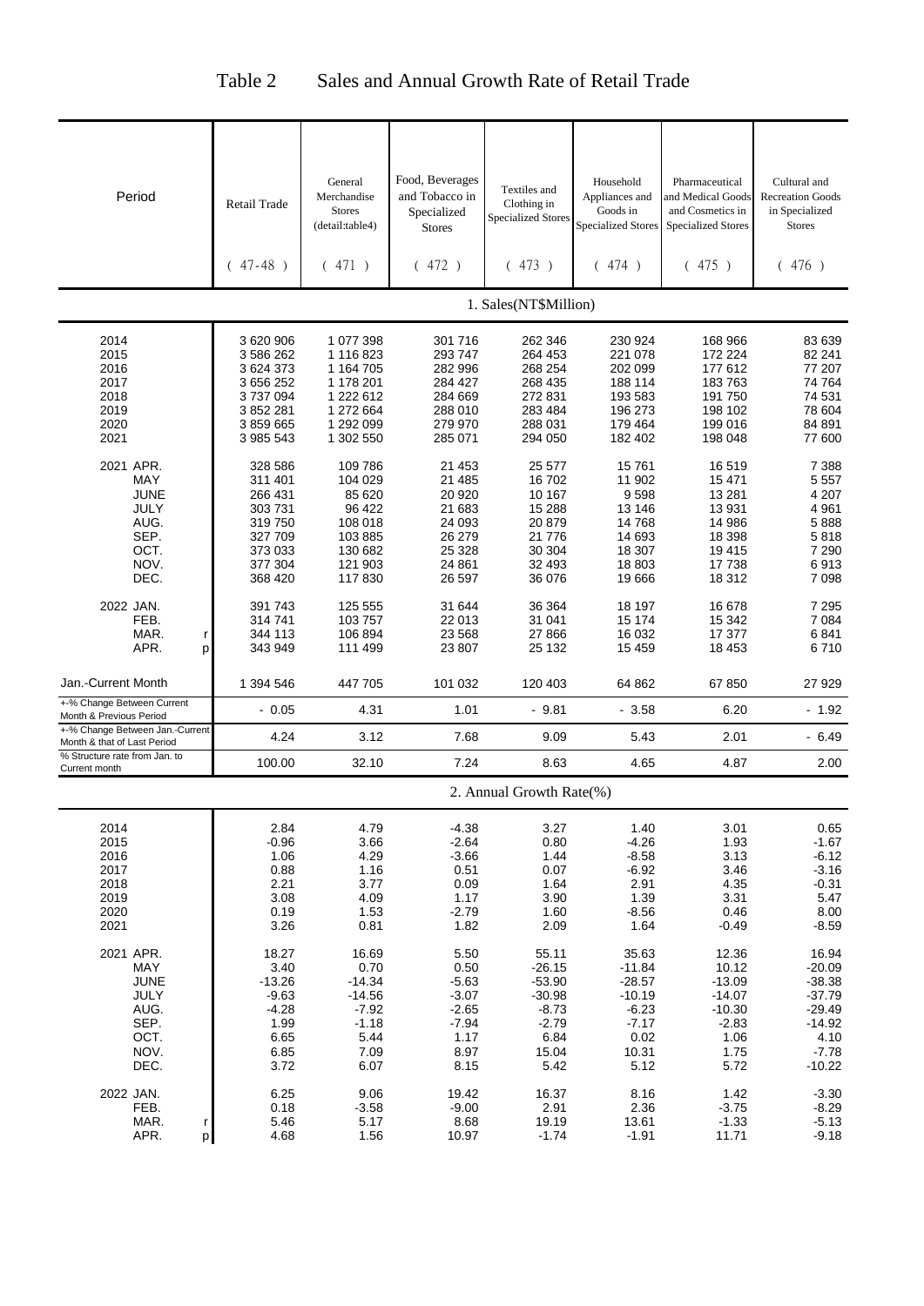# Table 2 Sales and Annual Growth Rate of Retail Trade

| Period | Retail Trade (47-48) | General Merchandise Stores (detail:table4) (471) | Food, Beverages and Tobacco in Specialized Stores (472) | Textiles and Clothing in Specialized Stores (473) | Household Appliances and Goods in Specialized Stores (474) | Pharmaceutical and Medical Goods and Cosmetics in Specialized Stores (475) | Cultural and Recreation Goods in Specialized Stores (476) |
|---|---|---|---|---|---|---|---|
| **1. Sales(NT$Million)** | | | | | | | |
| 2014 | 3 620 906 | 1 077 398 | 301 716 | 262 346 | 230 924 | 168 966 | 83 639 |
| 2015 | 3 586 262 | 1 116 823 | 293 747 | 264 453 | 221 078 | 172 224 | 82 241 |
| 2016 | 3 624 373 | 1 164 705 | 282 996 | 268 254 | 202 099 | 177 612 | 77 207 |
| 2017 | 3 656 252 | 1 178 201 | 284 427 | 268 435 | 188 114 | 183 763 | 74 764 |
| 2018 | 3 737 094 | 1 222 612 | 284 669 | 272 831 | 193 583 | 191 750 | 74 531 |
| 2019 | 3 852 281 | 1 272 664 | 288 010 | 283 484 | 196 273 | 198 102 | 78 604 |
| 2020 | 3 859 665 | 1 292 099 | 279 970 | 288 031 | 179 464 | 199 016 | 84 891 |
| 2021 | 3 985 543 | 1 302 550 | 285 071 | 294 050 | 182 402 | 198 048 | 77 600 |
| 2021 APR. | 328 586 | 109 786 | 21 453 | 25 577 | 15 761 | 16 519 | 7 388 |
| MAY | 311 401 | 104 029 | 21 485 | 16 702 | 11 902 | 15 471 | 5 557 |
| JUNE | 266 431 | 85 620 | 20 920 | 10 167 | 9 598 | 13 281 | 4 207 |
| JULY | 303 731 | 96 422 | 21 683 | 15 288 | 13 146 | 13 931 | 4 961 |
| AUG. | 319 750 | 108 018 | 24 093 | 20 879 | 14 768 | 14 986 | 5 888 |
| SEP. | 327 709 | 103 885 | 26 279 | 21 776 | 14 693 | 18 398 | 5 818 |
| OCT. | 373 033 | 130 682 | 25 328 | 30 304 | 18 307 | 19 415 | 7 290 |
| NOV. | 377 304 | 121 903 | 24 861 | 32 493 | 18 803 | 17 738 | 6 913 |
| DEC. | 368 420 | 117 830 | 26 597 | 36 076 | 19 666 | 18 312 | 7 098 |
| 2022 JAN. | 391 743 | 125 555 | 31 644 | 36 364 | 18 197 | 16 678 | 7 295 |
| FEB. | 314 741 | 103 757 | 22 013 | 31 041 | 15 174 | 15 342 | 7 084 |
| MAR. r | 344 113 | 106 894 | 23 568 | 27 866 | 16 032 | 17 377 | 6 841 |
| APR. p | 343 949 | 111 499 | 23 807 | 25 132 | 15 459 | 18 453 | 6 710 |
| Jan.-Current Month | 1 394 546 | 447 705 | 101 032 | 120 403 | 64 862 | 67 850 | 27 929 |
| +-% Change Between Current Month & Previous Period | - 0.05 | 4.31 | 1.01 | - 9.81 | - 3.58 | 6.20 | - 1.92 |
| +-% Change Between Jan.-Current Month & that of Last Period | 4.24 | 3.12 | 7.68 | 9.09 | 5.43 | 2.01 | - 6.49 |
| % Structure rate from Jan. to Current month | 100.00 | 32.10 | 7.24 | 8.63 | 4.65 | 4.87 | 2.00 |
| **2. Annual Growth Rate(%)** | | | | | | | |
| 2014 | 2.84 | 4.79 | -4.38 | 3.27 | 1.40 | 3.01 | 0.65 |
| 2015 | -0.96 | 3.66 | -2.64 | 0.80 | -4.26 | 1.93 | -1.67 |
| 2016 | 1.06 | 4.29 | -3.66 | 1.44 | -8.58 | 3.13 | -6.12 |
| 2017 | 0.88 | 1.16 | 0.51 | 0.07 | -6.92 | 3.46 | -3.16 |
| 2018 | 2.21 | 3.77 | 0.09 | 1.64 | 2.91 | 4.35 | -0.31 |
| 2019 | 3.08 | 4.09 | 1.17 | 3.90 | 1.39 | 3.31 | 5.47 |
| 2020 | 0.19 | 1.53 | -2.79 | 1.60 | -8.56 | 0.46 | 8.00 |
| 2021 | 3.26 | 0.81 | 1.82 | 2.09 | 1.64 | -0.49 | -8.59 |
| 2021 APR. | 18.27 | 16.69 | 5.50 | 55.11 | 35.63 | 12.36 | 16.94 |
| MAY | 3.40 | 0.70 | 0.50 | -26.15 | -11.84 | 10.12 | -20.09 |
| JUNE | -13.26 | -14.34 | -5.63 | -53.90 | -28.57 | -13.09 | -38.38 |
| JULY | -9.63 | -14.56 | -3.07 | -30.98 | -10.19 | -14.07 | -37.79 |
| AUG. | -4.28 | -7.92 | -2.65 | -8.73 | -6.23 | -10.30 | -29.49 |
| SEP. | 1.99 | -1.18 | -7.94 | -2.79 | -7.17 | -2.83 | -14.92 |
| OCT. | 6.65 | 5.44 | 1.17 | 6.84 | 0.02 | 1.06 | 4.10 |
| NOV. | 6.85 | 7.09 | 8.97 | 15.04 | 10.31 | 1.75 | -7.78 |
| DEC. | 3.72 | 6.07 | 8.15 | 5.42 | 5.12 | 5.72 | -10.22 |
| 2022 JAN. | 6.25 | 9.06 | 19.42 | 16.37 | 8.16 | 1.42 | -3.30 |
| FEB. | 0.18 | -3.58 | -9.00 | 2.91 | 2.36 | -3.75 | -8.29 |
| MAR. r | 5.46 | 5.17 | 8.68 | 19.19 | 13.61 | -1.33 | -5.13 |
| APR. p | 4.68 | 1.56 | 10.97 | -1.74 | -1.91 | 11.71 | -9.18 |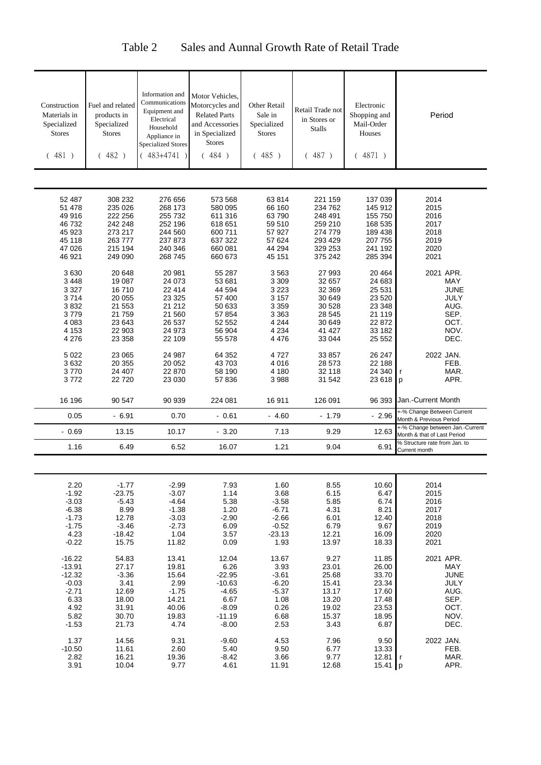# Table 2　Sales and Aunnal Growth Rate of Retail Trade

| Construction Materials in Specialized Stores (481) | Fuel and related products in Specialized Stores (482) | Information and Communications Equipment and Electrical Household Appliance in Specialized Stores (483+4741) | Motor Vehicles, Motorcycles and Related Parts and Accessories in Specialized Stores (484) | Other Retail Sale in Specialized Stores (485) | Retail Trade not in Stores or Stalls (487) | Electronic Shopping and Mail-Order Houses (4871) | | Period |
|---|---|---|---|---|---|---|---|---|
| 52 487 | 308 232 | 276 656 | 573 568 | 63 814 | 221 159 | 137 039 | | 2014 |
| 51 478 | 235 026 | 268 173 | 580 095 | 66 160 | 234 762 | 145 912 | | 2015 |
| 49 916 | 222 256 | 255 732 | 611 316 | 63 790 | 248 491 | 155 750 | | 2016 |
| 46 732 | 242 248 | 252 196 | 618 651 | 59 510 | 259 210 | 168 535 | | 2017 |
| 45 923 | 273 217 | 244 560 | 600 711 | 57 927 | 274 779 | 189 438 | | 2018 |
| 45 118 | 263 777 | 237 873 | 637 322 | 57 624 | 293 429 | 207 755 | | 2019 |
| 47 026 | 215 194 | 240 346 | 660 081 | 44 294 | 329 253 | 241 192 | | 2020 |
| 46 921 | 249 090 | 268 745 | 660 673 | 45 151 | 375 242 | 285 394 | | 2021 |
| 3 630 | 20 648 | 20 981 | 55 287 | 3 563 | 27 993 | 20 464 | | 2021 APR. |
| 3 448 | 19 087 | 24 073 | 53 681 | 3 309 | 32 657 | 24 683 | | MAY |
| 3 327 | 16 710 | 22 414 | 44 594 | 3 223 | 32 369 | 25 531 | | JUNE |
| 3 714 | 20 055 | 23 325 | 57 400 | 3 157 | 30 649 | 23 520 | | JULY |
| 3 832 | 21 553 | 21 212 | 50 633 | 3 359 | 30 528 | 23 348 | | AUG. |
| 3 779 | 21 759 | 21 560 | 57 854 | 3 363 | 28 545 | 21 119 | | SEP. |
| 4 083 | 23 643 | 26 537 | 52 552 | 4 244 | 30 649 | 22 872 | | OCT. |
| 4 153 | 22 903 | 24 973 | 56 904 | 4 234 | 41 427 | 33 182 | | NOV. |
| 4 276 | 23 358 | 22 109 | 55 578 | 4 476 | 33 044 | 25 552 | | DEC. |
| 5 022 | 23 065 | 24 987 | 64 352 | 4 727 | 33 857 | 26 247 | | 2022 JAN. |
| 3 632 | 20 355 | 20 052 | 43 703 | 4 016 | 28 573 | 22 188 | | FEB. |
| 3 770 | 24 407 | 22 870 | 58 190 | 4 180 | 32 118 | 24 340 | r | MAR. |
| 3 772 | 22 720 | 23 030 | 57 836 | 3 988 | 31 542 | 23 618 | p | APR. |
| 16 196 | 90 547 | 90 939 | 224 081 | 16 911 | 126 091 | 96 393 | | Jan.-Current Month |
| 0.05 | - 6.91 | 0.70 | - 0.61 | - 4.60 | - 1.79 | - 2.96 | | +-% Change Between Current Month & Previous Period |
| - 0.69 | 13.15 | 10.17 | - 3.20 | 7.13 | 9.29 | 12.63 | | +-% Change between Jan.-Current Month & that of Last Period |
| 1.16 | 6.49 | 6.52 | 16.07 | 1.21 | 9.04 | 6.91 | | % Structure rate from Jan. to Current month |
| 2.20 | -1.77 | -2.99 | 7.93 | 1.60 | 8.55 | 10.60 | | 2014 |
| -1.92 | -23.75 | -3.07 | 1.14 | 3.68 | 6.15 | 6.47 | | 2015 |
| -3.03 | -5.43 | -4.64 | 5.38 | -3.58 | 5.85 | 6.74 | | 2016 |
| -6.38 | 8.99 | -1.38 | 1.20 | -6.71 | 4.31 | 8.21 | | 2017 |
| -1.73 | 12.78 | -3.03 | -2.90 | -2.66 | 6.01 | 12.40 | | 2018 |
| -1.75 | -3.46 | -2.73 | 6.09 | -0.52 | 6.79 | 9.67 | | 2019 |
| 4.23 | -18.42 | 1.04 | 3.57 | -23.13 | 12.21 | 16.09 | | 2020 |
| -0.22 | 15.75 | 11.82 | 0.09 | 1.93 | 13.97 | 18.33 | | 2021 |
| -16.22 | 54.83 | 13.41 | 12.04 | 13.67 | 9.27 | 11.85 | | 2021 APR. |
| -13.91 | 27.17 | 19.81 | 6.26 | 3.93 | 23.01 | 26.00 | | MAY |
| -12.32 | -3.36 | 15.64 | -22.95 | -3.61 | 25.68 | 33.70 | | JUNE |
| -0.03 | 3.41 | 2.99 | -10.63 | -6.20 | 15.41 | 23.34 | | JULY |
| -2.71 | 12.69 | -1.75 | -4.65 | -5.37 | 13.17 | 17.60 | | AUG. |
| 6.33 | 18.00 | 14.21 | 6.67 | 1.08 | 13.20 | 17.48 | | SEP. |
| 4.92 | 31.91 | 40.06 | -8.09 | 0.26 | 19.02 | 23.53 | | OCT. |
| 5.82 | 30.70 | 19.83 | -11.19 | 6.68 | 15.37 | 18.95 | | NOV. |
| -1.53 | 21.73 | 4.74 | -8.00 | 2.53 | 3.43 | 6.87 | | DEC. |
| 1.37 | 14.56 | 9.31 | -9.60 | 4.53 | 7.96 | 9.50 | | 2022 JAN. |
| -10.50 | 11.61 | 2.60 | 5.40 | 9.50 | 6.77 | 13.33 | | FEB. |
| 2.82 | 16.21 | 19.36 | -8.42 | 3.66 | 9.77 | 12.81 | r | MAR. |
| 3.91 | 10.04 | 9.77 | 4.61 | 11.91 | 12.68 | 15.41 | p | APR. |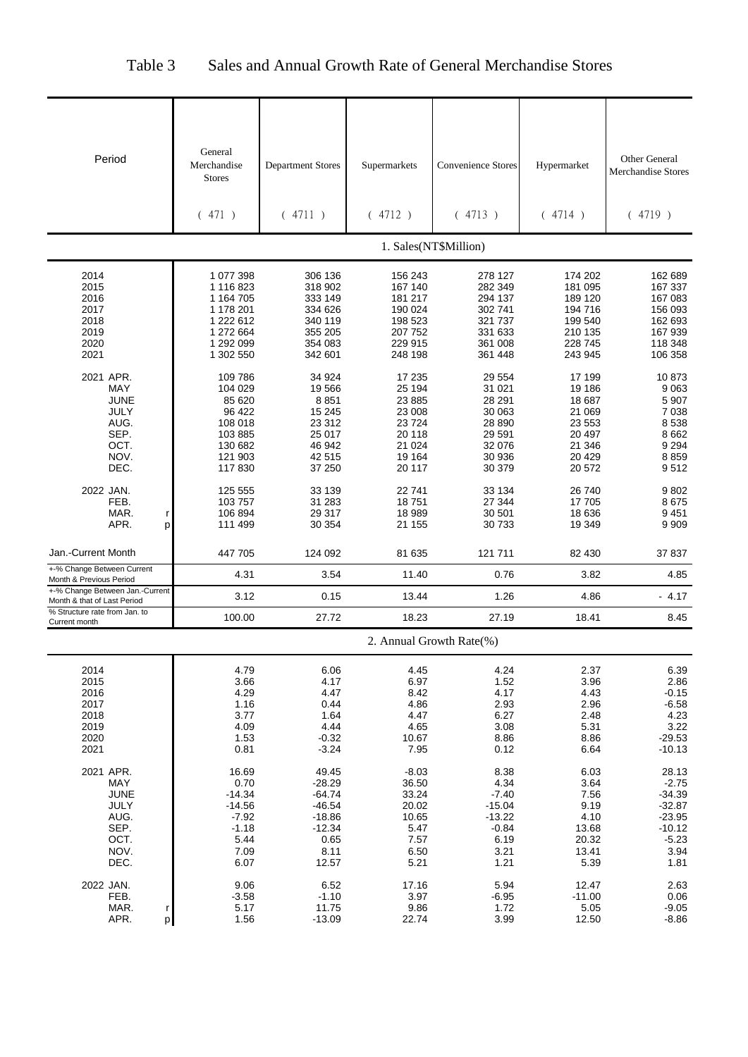# Table 3 Sales and Annual Growth Rate of General Merchandise Stores

| Period | General Merchandise Stores (471) | Department Stores (4711) | Supermarkets (4712) | Convenience Stores (4713) | Hypermarket (4714) | Other General Merchandise Stores (4719) |
|---|---|---|---|---|---|---|
| | 1. Sales(NT$Million) | | | | | |
| 2014 | 1 077 398 | 306 136 | 156 243 | 278 127 | 174 202 | 162 689 |
| 2015 | 1 116 823 | 318 902 | 167 140 | 282 349 | 181 095 | 167 337 |
| 2016 | 1 164 705 | 333 149 | 181 217 | 294 137 | 189 120 | 167 083 |
| 2017 | 1 178 201 | 334 626 | 190 024 | 302 741 | 194 716 | 156 093 |
| 2018 | 1 222 612 | 340 119 | 198 523 | 321 737 | 199 540 | 162 693 |
| 2019 | 1 272 664 | 355 205 | 207 752 | 331 633 | 210 135 | 167 939 |
| 2020 | 1 292 099 | 354 083 | 229 915 | 361 008 | 228 745 | 118 348 |
| 2021 | 1 302 550 | 342 601 | 248 198 | 361 448 | 243 945 | 106 358 |
| 2021 APR. | 109 786 | 34 924 | 17 235 | 29 554 | 17 199 | 10 873 |
| MAY | 104 029 | 19 566 | 25 194 | 31 021 | 19 186 | 9 063 |
| JUNE | 85 620 | 8 851 | 23 885 | 28 291 | 18 687 | 5 907 |
| JULY | 96 422 | 15 245 | 23 008 | 30 063 | 21 069 | 7 038 |
| AUG. | 108 018 | 23 312 | 23 724 | 28 890 | 23 553 | 8 538 |
| SEP. | 103 885 | 25 017 | 20 118 | 29 591 | 20 497 | 8 662 |
| OCT. | 130 682 | 46 942 | 21 024 | 32 076 | 21 346 | 9 294 |
| NOV. | 121 903 | 42 515 | 19 164 | 30 936 | 20 429 | 8 859 |
| DEC. | 117 830 | 37 250 | 20 117 | 30 379 | 20 572 | 9 512 |
| 2022 JAN. | 125 555 | 33 139 | 22 741 | 33 134 | 26 740 | 9 802 |
| FEB. | 103 757 | 31 283 | 18 751 | 27 344 | 17 705 | 8 675 |
| MAR. r | 106 894 | 29 317 | 18 989 | 30 501 | 18 636 | 9 451 |
| APR. p | 111 499 | 30 354 | 21 155 | 30 733 | 19 349 | 9 909 |
| Jan.-Current Month | 447 705 | 124 092 | 81 635 | 121 711 | 82 430 | 37 837 |
| +-% Change Between Current Month & Previous Period | 4.31 | 3.54 | 11.40 | 0.76 | 3.82 | 4.85 |
| +-% Change Between Jan.-Current Month & that of Last Period | 3.12 | 0.15 | 13.44 | 1.26 | 4.86 | - 4.17 |
| % Structure rate from Jan. to Current month | 100.00 | 27.72 | 18.23 | 27.19 | 18.41 | 8.45 |
| | 2. Annual Growth Rate(%) | | | | | |
| 2014 | 4.79 | 6.06 | 4.45 | 4.24 | 2.37 | 6.39 |
| 2015 | 3.66 | 4.17 | 6.97 | 1.52 | 3.96 | 2.86 |
| 2016 | 4.29 | 4.47 | 8.42 | 4.17 | 4.43 | -0.15 |
| 2017 | 1.16 | 0.44 | 4.86 | 2.93 | 2.96 | -6.58 |
| 2018 | 3.77 | 1.64 | 4.47 | 6.27 | 2.48 | 4.23 |
| 2019 | 4.09 | 4.44 | 4.65 | 3.08 | 5.31 | 3.22 |
| 2020 | 1.53 | -0.32 | 10.67 | 8.86 | 8.86 | -29.53 |
| 2021 | 0.81 | -3.24 | 7.95 | 0.12 | 6.64 | -10.13 |
| 2021 APR. | 16.69 | 49.45 | -8.03 | 8.38 | 6.03 | 28.13 |
| MAY | 0.70 | -28.29 | 36.50 | 4.34 | 3.64 | -2.75 |
| JUNE | -14.34 | -64.74 | 33.24 | -7.40 | 7.56 | -34.39 |
| JULY | -14.56 | -46.54 | 20.02 | -15.04 | 9.19 | -32.87 |
| AUG. | -7.92 | -18.86 | 10.65 | -13.22 | 4.10 | -23.95 |
| SEP. | -1.18 | -12.34 | 5.47 | -0.84 | 13.68 | -10.12 |
| OCT. | 5.44 | 0.65 | 7.57 | 6.19 | 20.32 | -5.23 |
| NOV. | 7.09 | 8.11 | 6.50 | 3.21 | 13.41 | 3.94 |
| DEC. | 6.07 | 12.57 | 5.21 | 1.21 | 5.39 | 1.81 |
| 2022 JAN. | 9.06 | 6.52 | 17.16 | 5.94 | 12.47 | 2.63 |
| FEB. | -3.58 | -1.10 | 3.97 | -6.95 | -11.00 | 0.06 |
| MAR. r | 5.17 | 11.75 | 9.86 | 1.72 | 5.05 | -9.05 |
| APR. p | 1.56 | -13.09 | 22.74 | 3.99 | 12.50 | -8.86 |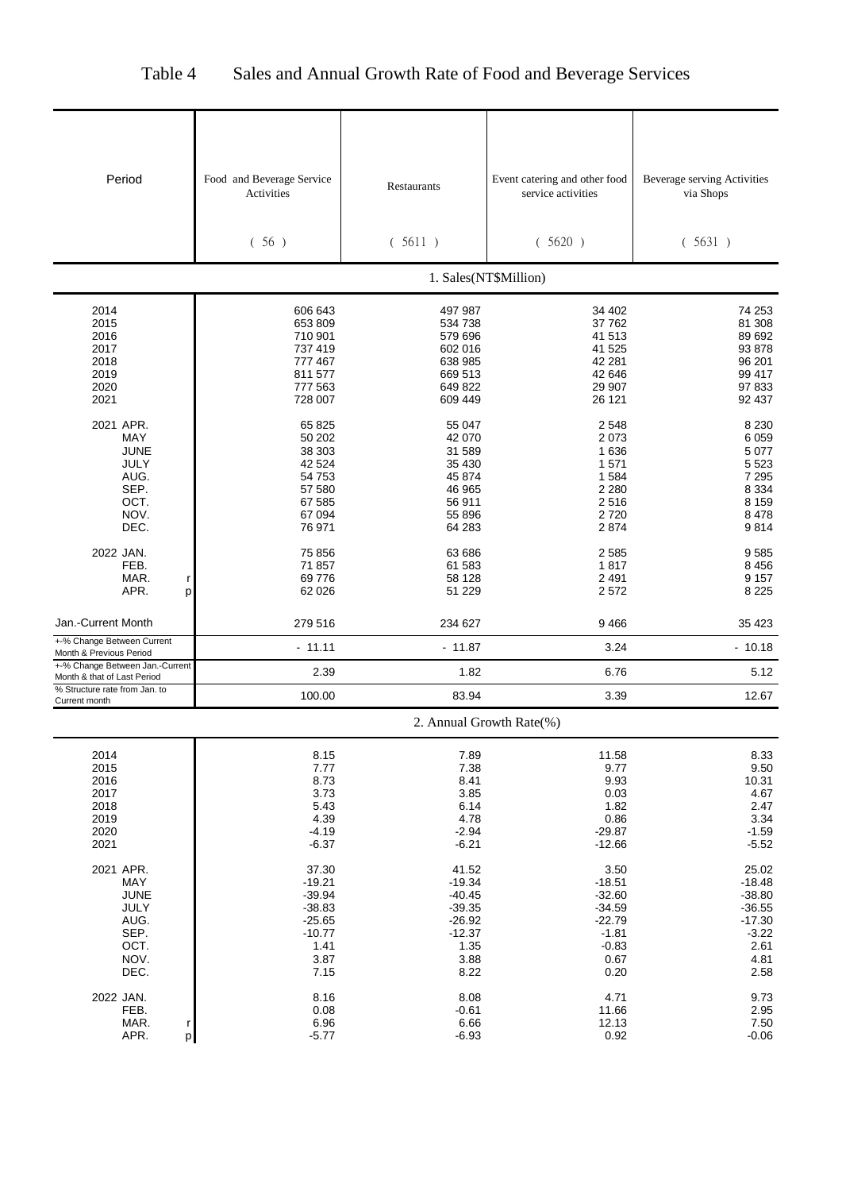# Table 4 Sales and Annual Growth Rate of Food and Beverage Services

| Period | Food and Beverage Service Activities (56) | Restaurants (5611) | Event catering and other food service activities (5620) | Beverage serving Activities via Shops (5631) |
|---|---|---|---|---|
| | **1. Sales(NT$Million)** | | | |
| 2014 | 606 643 | 497 987 | 34 402 | 74 253 |
| 2015 | 653 809 | 534 738 | 37 762 | 81 308 |
| 2016 | 710 901 | 579 696 | 41 513 | 89 692 |
| 2017 | 737 419 | 602 016 | 41 525 | 93 878 |
| 2018 | 777 467 | 638 985 | 42 281 | 96 201 |
| 2019 | 811 577 | 669 513 | 42 646 | 99 417 |
| 2020 | 777 563 | 649 822 | 29 907 | 97 833 |
| 2021 | 728 007 | 609 449 | 26 121 | 92 437 |
| 2021 APR. | 65 825 | 55 047 | 2 548 | 8 230 |
| MAY | 50 202 | 42 070 | 2 073 | 6 059 |
| JUNE | 38 303 | 31 589 | 1 636 | 5 077 |
| JULY | 42 524 | 35 430 | 1 571 | 5 523 |
| AUG. | 54 753 | 45 874 | 1 584 | 7 295 |
| SEP. | 57 580 | 46 965 | 2 280 | 8 334 |
| OCT. | 67 585 | 56 911 | 2 516 | 8 159 |
| NOV. | 67 094 | 55 896 | 2 720 | 8 478 |
| DEC. | 76 971 | 64 283 | 2 874 | 9 814 |
| 2022 JAN. | 75 856 | 63 686 | 2 585 | 9 585 |
| FEB. | 71 857 | 61 583 | 1 817 | 8 456 |
| MAR. r | 69 776 | 58 128 | 2 491 | 9 157 |
| APR. p | 62 026 | 51 229 | 2 572 | 8 225 |
| Jan.-Current Month | 279 516 | 234 627 | 9 466 | 35 423 |
| +-% Change Between Current Month & Previous Period | - 11.11 | - 11.87 | 3.24 | - 10.18 |
| +-% Change Between Jan.-Current Month & that of Last Period | 2.39 | 1.82 | 6.76 | 5.12 |
| % Structure rate from Jan. to Current month | 100.00 | 83.94 | 3.39 | 12.67 |
| | **2. Annual Growth Rate(%)** | | | |
| 2014 | 8.15 | 7.89 | 11.58 | 8.33 |
| 2015 | 7.77 | 7.38 | 9.77 | 9.50 |
| 2016 | 8.73 | 8.41 | 9.93 | 10.31 |
| 2017 | 3.73 | 3.85 | 0.03 | 4.67 |
| 2018 | 5.43 | 6.14 | 1.82 | 2.47 |
| 2019 | 4.39 | 4.78 | 0.86 | 3.34 |
| 2020 | -4.19 | -2.94 | -29.87 | -1.59 |
| 2021 | -6.37 | -6.21 | -12.66 | -5.52 |
| 2021 APR. | 37.30 | 41.52 | 3.50 | 25.02 |
| MAY | -19.21 | -19.34 | -18.51 | -18.48 |
| JUNE | -39.94 | -40.45 | -32.60 | -38.80 |
| JULY | -38.83 | -39.35 | -34.59 | -36.55 |
| AUG. | -25.65 | -26.92 | -22.79 | -17.30 |
| SEP. | -10.77 | -12.37 | -1.81 | -3.22 |
| OCT. | 1.41 | 1.35 | -0.83 | 2.61 |
| NOV. | 3.87 | 3.88 | 0.67 | 4.81 |
| DEC. | 7.15 | 8.22 | 0.20 | 2.58 |
| 2022 JAN. | 8.16 | 8.08 | 4.71 | 9.73 |
| FEB. | 0.08 | -0.61 | 11.66 | 2.95 |
| MAR. r | 6.96 | 6.66 | 12.13 | 7.50 |
| APR. p | -5.77 | -6.93 | 0.92 | -0.06 |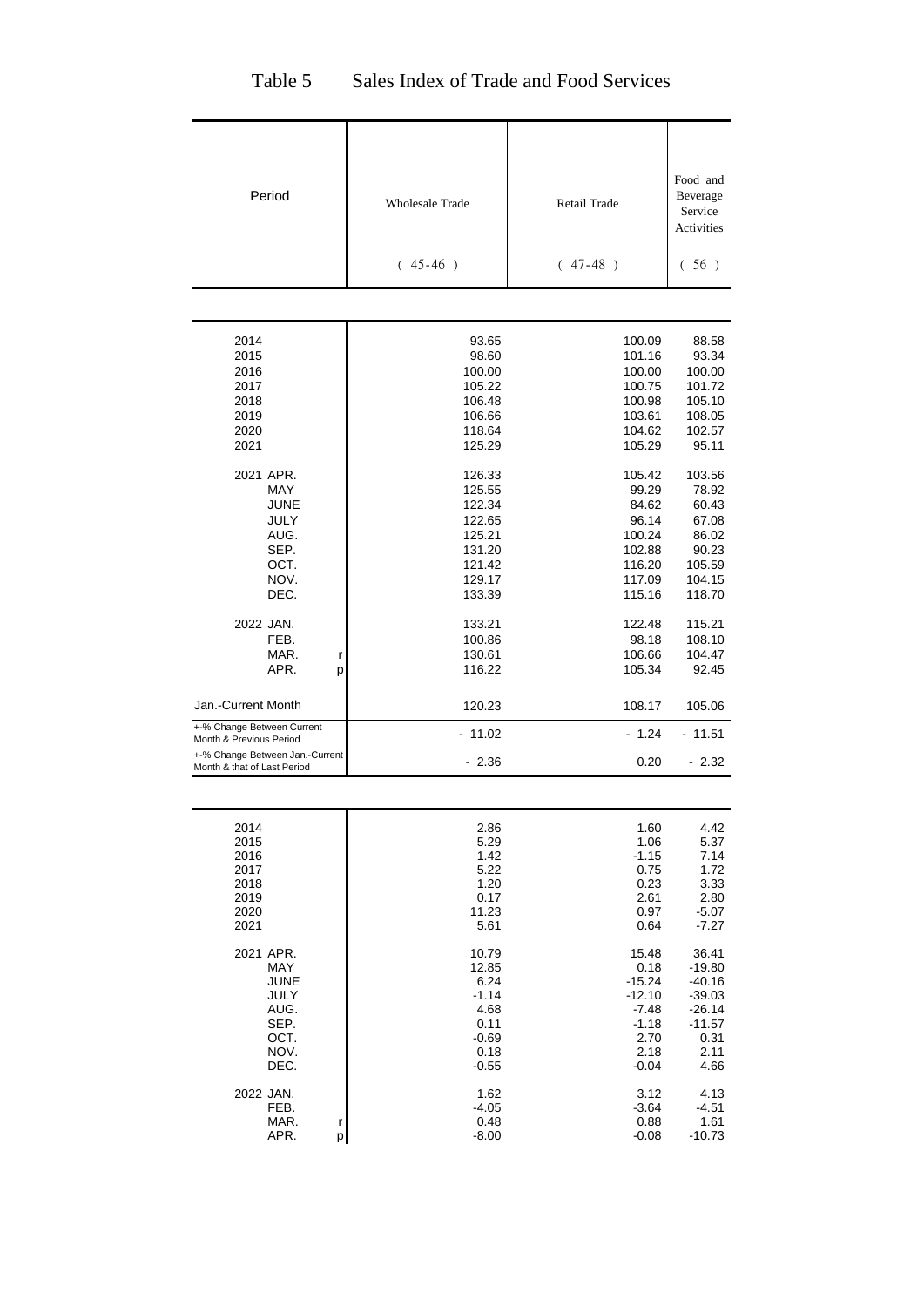# Table 5 Sales Index of Trade and Food Services

| Period | Wholesale Trade ( 45-46 ) | Retail Trade ( 47-48 ) | Food and Beverage Service Activities ( 56 ) |
|---|---|---|---|
| 2014 | 93.65 | 100.09 | 88.58 |
| 2015 | 98.60 | 101.16 | 93.34 |
| 2016 | 100.00 | 100.00 | 100.00 |
| 2017 | 105.22 | 100.75 | 101.72 |
| 2018 | 106.48 | 100.98 | 105.10 |
| 2019 | 106.66 | 103.61 | 108.05 |
| 2020 | 118.64 | 104.62 | 102.57 |
| 2021 | 125.29 | 105.29 | 95.11 |
| 2021 APR. | 126.33 | 105.42 | 103.56 |
| MAY | 125.55 | 99.29 | 78.92 |
| JUNE | 122.34 | 84.62 | 60.43 |
| JULY | 122.65 | 96.14 | 67.08 |
| AUG. | 125.21 | 100.24 | 86.02 |
| SEP. | 131.20 | 102.88 | 90.23 |
| OCT. | 121.42 | 116.20 | 105.59 |
| NOV. | 129.17 | 117.09 | 104.15 |
| DEC. | 133.39 | 115.16 | 118.70 |
| 2022 JAN. | 133.21 | 122.48 | 115.21 |
| FEB. | 100.86 | 98.18 | 108.10 |
| MAR. r | 130.61 | 106.66 | 104.47 |
| APR. p | 116.22 | 105.34 | 92.45 |
| Jan.-Current Month | 120.23 | 108.17 | 105.06 |
| +-% Change Between Current Month & Previous Period | - 11.02 | - 1.24 | - 11.51 |
| +-% Change Between Jan.-Current Month & that of Last Period | - 2.36 | 0.20 | - 2.32 |

| Period | Wholesale Trade ( 45-46 ) | Retail Trade ( 47-48 ) | Food and Beverage Service Activities ( 56 ) |
|---|---|---|---|
| 2014 | 2.86 | 1.60 | 4.42 |
| 2015 | 5.29 | 1.06 | 5.37 |
| 2016 | 1.42 | -1.15 | 7.14 |
| 2017 | 5.22 | 0.75 | 1.72 |
| 2018 | 1.20 | 0.23 | 3.33 |
| 2019 | 0.17 | 2.61 | 2.80 |
| 2020 | 11.23 | 0.97 | -5.07 |
| 2021 | 5.61 | 0.64 | -7.27 |
| 2021 APR. | 10.79 | 15.48 | 36.41 |
| MAY | 12.85 | 0.18 | -19.80 |
| JUNE | 6.24 | -15.24 | -40.16 |
| JULY | -1.14 | -12.10 | -39.03 |
| AUG. | 4.68 | -7.48 | -26.14 |
| SEP. | 0.11 | -1.18 | -11.57 |
| OCT. | -0.69 | 2.70 | 0.31 |
| NOV. | 0.18 | 2.18 | 2.11 |
| DEC. | -0.55 | -0.04 | 4.66 |
| 2022 JAN. | 1.62 | 3.12 | 4.13 |
| FEB. | -4.05 | -3.64 | -4.51 |
| MAR. r | 0.48 | 0.88 | 1.61 |
| APR. p | -8.00 | -0.08 | -10.73 |